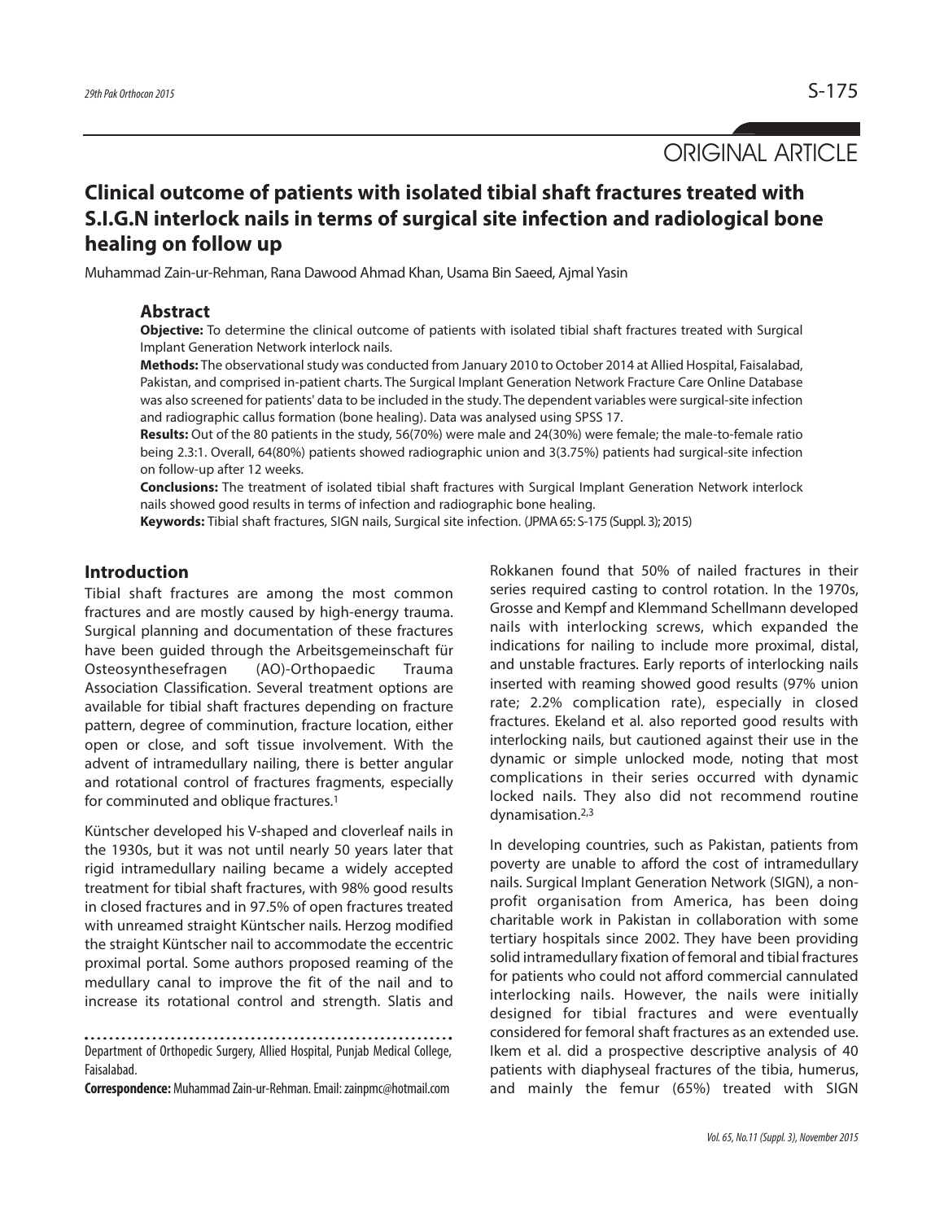ORIGINAL ARTICLE

# Clinical outcome of patients with isolated tibial shaft fractures treated with S.I.G.N interlock nails in terms of surgical site infection and radiological bone healing on follow up

Muhammad Zain-ur-Rehman, Rana Dawood Ahmad Khan, Usama Bin Saeed, Ajmal Yasin

## Abstract

**Objective:** To determine the clinical outcome of patients with isolated tibial shaft fractures treated with Surgical Implant Generation Network interlock nails.

**Methods:** The observational study was conducted from January 2010 to October 2014 at Allied Hospital, Faisalabad, Pakistan, and comprised in-patient charts. The Surgical Implant Generation Network Fracture Care Online Database was also screened for patients' data to be included in the study. The dependent variables were surgical-site infection and radiographic callus formation (bone healing). Data was analysed using SPSS 17.

**Results:** Out of the 80 patients in the study, 56(70%) were male and 24(30%) were female; the male-to-female ratio being 2.3:1. Overall, 64(80%) patients showed radiographic union and 3(3.75%) patients had surgical-site infection on follow-up after 12 weeks.

**Conclusions:** The treatment of isolated tibial shaft fractures with Surgical Implant Generation Network interlock nails showed good results in terms of infection and radiographic bone healing.

**Keywords:** Tibial shaft fractures, SIGN nails, Surgical site infection. (JPMA 65: S-175 (Suppl. 3); 2015)

## Introduction

Tibial shaft fractures are among the most common fractures and are mostly caused by high-energy trauma. Surgical planning and documentation of these fractures have been guided through the Arbeitsgemeinschaft für Osteosynthesefragen (AO)-Orthopaedic Trauma Association Classification. Several treatment options are available for tibial shaft fractures depending on fracture pattern, degree of comminution, fracture location, either open or close, and soft tissue involvement. With the advent of intramedullary nailing, there is better angular and rotational control of fractures fragments, especially for comminuted and oblique fractures.[1]

Küntscher developed his V-shaped and cloverleaf nails in the 1930s, but it was not until nearly 50 years later that rigid intramedullary nailing became a widely accepted treatment for tibial shaft fractures, with 98% good results in closed fractures and in 97.5% of open fractures treated with unreamed straight Küntscher nails. Herzog modified the straight Küntscher nail to accommodate the eccentric proximal portal. Some authors proposed reaming of the medullary canal to improve the fit of the nail and to increase its rotational control and strength. Slatis and Rokkanen found that 50% of nailed fractures in their series required casting to control rotation. In the 1970s, Grosse and Kempf and Klemmand Schellmann developed nails with interlocking screws, which expanded the indications for nailing to include more proximal, distal, and unstable fractures. Early reports of interlocking nails inserted with reaming showed good results (97% union rate; 2.2% complication rate), especially in closed fractures. Ekeland et al. also reported good results with interlocking nails, but cautioned against their use in the dynamic or simple unlocked mode, noting that most complications in their series occurred with dynamic locked nails. They also did not recommend routine dynamisation.[2,3]

In developing countries, such as Pakistan, patients from poverty are unable to afford the cost of intramedullary nails. Surgical Implant Generation Network (SIGN), a non-profit organisation from America, has been doing charitable work in Pakistan in collaboration with some tertiary hospitals since 2002. They have been providing solid intramedullary fixation of femoral and tibial fractures for patients who could not afford commercial cannulated interlocking nails. However, the nails were initially designed for tibial fractures and were eventually considered for femoral shaft fractures as an extended use. Ikem et al. did a prospective descriptive analysis of 40 patients with diaphyseal fractures of the tibia, humerus, and mainly the femur (65%) treated with SIGN

Department of Orthopedic Surgery, Allied Hospital, Punjab Medical College, Faisalabad.

**Correspondence:** Muhammad Zain-ur-Rehman. Email: zainpmc@hotmail.com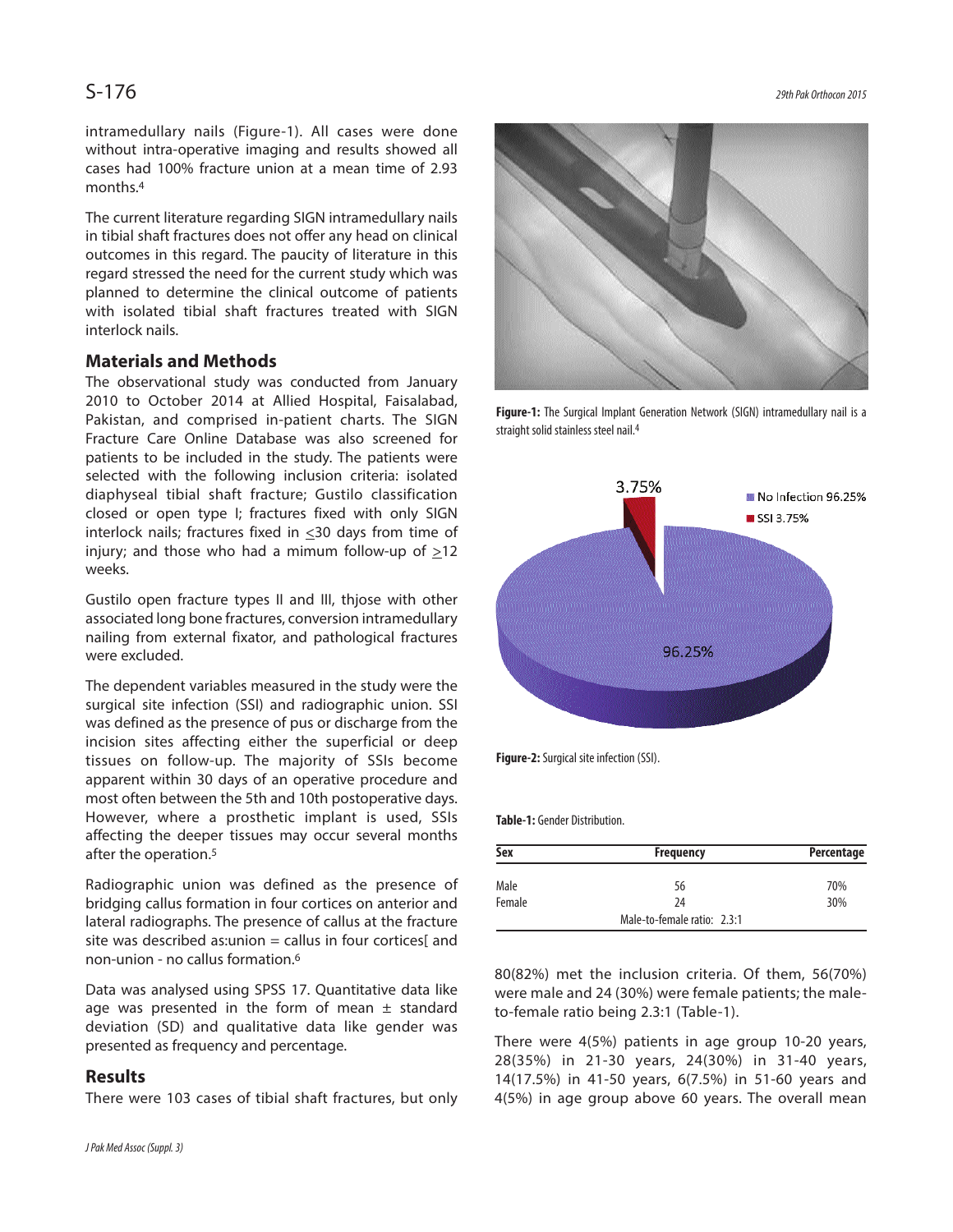intramedullary nails (Figure-1). All cases were done without intra-operative imaging and results showed all cases had 100% fracture union at a mean time of 2.93 months.[4]

The current literature regarding SIGN intramedullary nails in tibial shaft fractures does not offer any head on clinical outcomes in this regard. The paucity of literature in this regard stressed the need for the current study which was planned to determine the clinical outcome of patients with isolated tibial shaft fractures treated with SIGN interlock nails.

## Materials and Methods

The observational study was conducted from January 2010 to October 2014 at Allied Hospital, Faisalabad, Pakistan, and comprised in-patient charts. The SIGN Fracture Care Online Database was also screened for patients to be included in the study. The patients were selected with the following inclusion criteria: isolated diaphyseal tibial shaft fracture; Gustilo classification closed or open type I; fractures fixed with only SIGN interlock nails; fractures fixed in $\leq$30 days from time of injury; and those who had a mimum follow-up of $\geq$12 weeks.

Gustilo open fracture types II and III, thjose with other associated long bone fractures, conversion intramedullary nailing from external fixator, and pathological fractures were excluded.

The dependent variables measured in the study were the surgical site infection (SSI) and radiographic union. SSI was defined as the presence of pus or discharge from the incision sites affecting either the superficial or deep tissues on follow-up. The majority of SSIs become apparent within 30 days of an operative procedure and most often between the 5th and 10th postoperative days. However, where a prosthetic implant is used, SSIs affecting the deeper tissues may occur several months after the operation.[5]

Radiographic union was defined as the presence of bridging callus formation in four cortices on anterior and lateral radiographs. The presence of callus at the fracture site was described as:union = callus in four cortices[ and non-union - no callus formation.[6]

Data was analysed using SPSS 17. Quantitative data like age was presented in the form of mean ± standard deviation (SD) and qualitative data like gender was presented as frequency and percentage.

## Results

There were 103 cases of tibial shaft fractures, but only 80(82%) met the inclusion criteria. Of them, 56(70%) were male and 24 (30%) were female patients; the male-to-female ratio being 2.3:1 (Table-1).

There were 4(5%) patients in age group 10-20 years, 28(35%) in 21-30 years, 24(30%) in 31-40 years, 14(17.5%) in 41-50 years, 6(7.5%) in 51-60 years and 4(5%) in age group above 60 years. The overall mean

**Figure-1:** The Surgical Implant Generation Network (SIGN) intramedullary nail is a straight solid stainless steel nail.[4]

3.75%
No Infection 96.25%
SSI 3.75%
96.25%

**Figure-2:** Surgical site infection (SSI).

**Table-1:** Gender Distribution.

| Sex | Frequency | Percentage |
|---|---|---|
| Male | 56 | 70% |
| Female | 24 | 30% |
| | Male-to-female ratio: 2.3:1 | |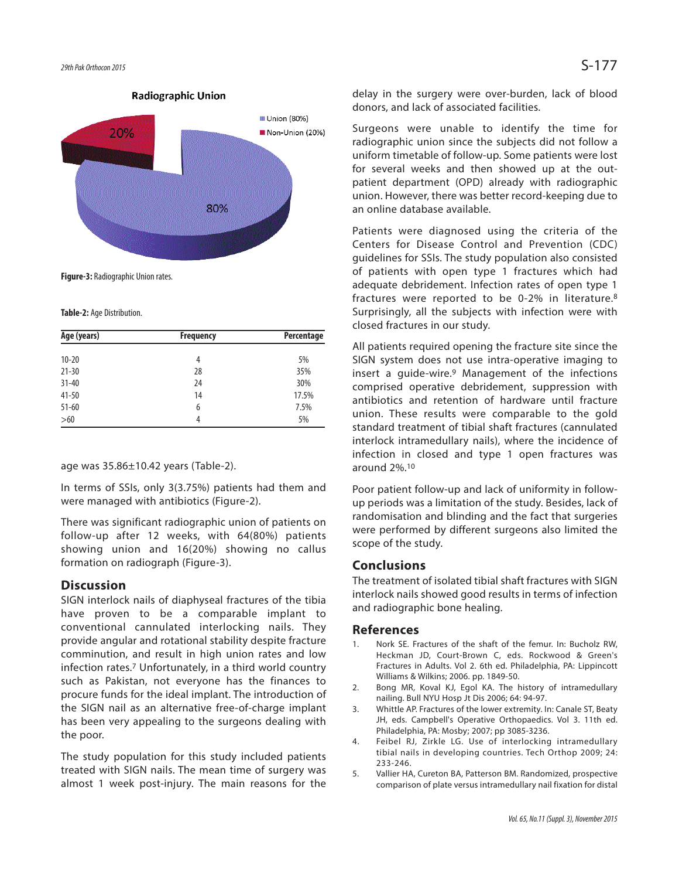Radiographic Union

Union (80%)

Non-Union (20%)

20%

80%

**Figure-3:** Radiographic Union rates.

**Table-2:** Age Distribution.

| Age (years) | Frequency | Percentage |
|---|---|---|
| 10-20 | 4 | 5% |
| 21-30 | 28 | 35% |
| 31-40 | 24 | 30% |
| 41-50 | 14 | 17.5% |
| 51-60 | 6 | 7.5% |
| >60 | 4 | 5% |

age was 35.86±10.42 years (Table-2).

In terms of SSIs, only 3(3.75%) patients had them and were managed with antibiotics (Figure-2).

There was significant radiographic union of patients on follow-up after 12 weeks, with 64(80%) patients showing union and 16(20%) showing no callus formation on radiograph (Figure-3).

## Discussion

SIGN interlock nails of diaphyseal fractures of the tibia have proven to be a comparable implant to conventional cannulated interlocking nails. They provide angular and rotational stability despite fracture comminution, and result in high union rates and low infection rates.[7] Unfortunately, in a third world country such as Pakistan, not everyone has the finances to procure funds for the ideal implant. The introduction of the SIGN nail as an alternative free-of-charge implant has been very appealing to the surgeons dealing with the poor.

The study population for this study included patients treated with SIGN nails. The mean time of surgery was almost 1 week post-injury. The main reasons for the delay in the surgery were over-burden, lack of blood donors, and lack of associated facilities.

Surgeons were unable to identify the time for radiographic union since the subjects did not follow a uniform timetable of follow-up. Some patients were lost for several weeks and then showed up at the out-patient department (OPD) already with radiographic union. However, there was better record-keeping due to an online database available.

Patients were diagnosed using the criteria of the Centers for Disease Control and Prevention (CDC) guidelines for SSIs. The study population also consisted of patients with open type 1 fractures which had adequate debridement. Infection rates of open type 1 fractures were reported to be 0-2% in literature.[8] Surprisingly, all the subjects with infection were with closed fractures in our study.

All patients required opening the fracture site since the SIGN system does not use intra-operative imaging to insert a guide-wire.[9] Management of the infections comprised operative debridement, suppression with antibiotics and retention of hardware until fracture union. These results were comparable to the gold standard treatment of tibial shaft fractures (cannulated interlock intramedullary nails), where the incidence of infection in closed and type 1 open fractures was around 2%.[10]

Poor patient follow-up and lack of uniformity in follow-up periods was a limitation of the study. Besides, lack of randomisation and blinding and the fact that surgeries were performed by different surgeons also limited the scope of the study.

## Conclusions

The treatment of isolated tibial shaft fractures with SIGN interlock nails showed good results in terms of infection and radiographic bone healing.

## References

1. Nork SE. Fractures of the shaft of the femur. In: Bucholz RW, Heckman JD, Court-Brown C, eds. Rockwood & Green's Fractures in Adults. Vol 2. 6th ed. Philadelphia, PA: Lippincott Williams & Wilkins; 2006. pp. 1849-50.
2. Bong MR, Koval KJ, Egol KA. The history of intramedullary nailing. Bull NYU Hosp Jt Dis 2006; 64: 94-97.
3. Whittle AP. Fractures of the lower extremity. In: Canale ST, Beaty JH, eds. Campbell's Operative Orthopaedics. Vol 3. 11th ed. Philadelphia, PA: Mosby; 2007; pp 3085-3236.
4. Feibel RJ, Zirkle LG. Use of interlocking intramedullary tibial nails in developing countries. Tech Orthop 2009; 24: 233-246.
5. Vallier HA, Cureton BA, Patterson BM. Randomized, prospective comparison of plate versus intramedullary nail fixation for distal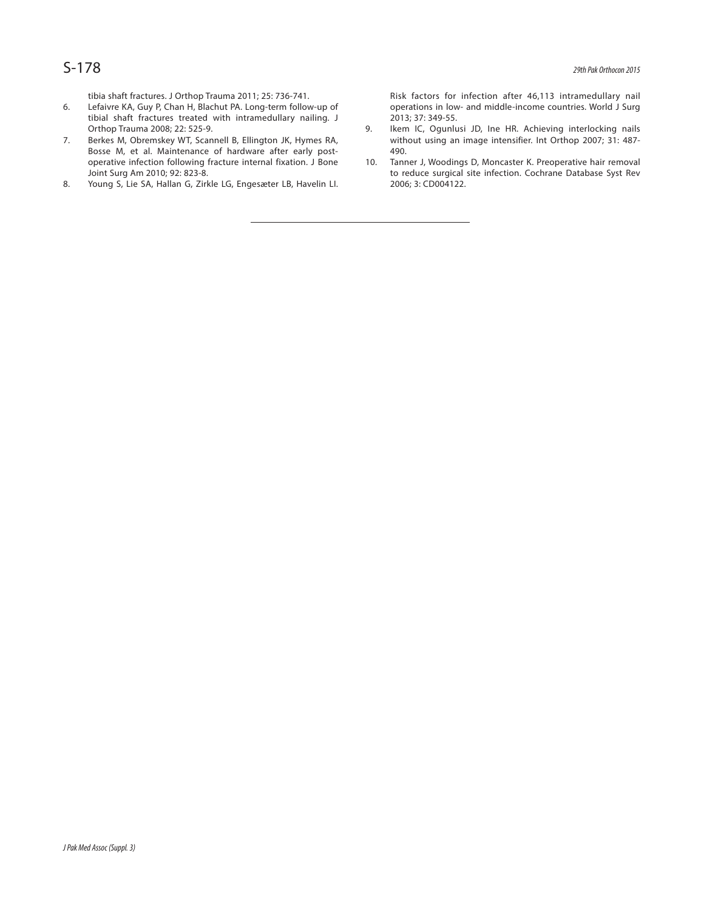tibia shaft fractures. J Orthop Trauma 2011; 25: 736-741.

6. Lefaivre KA, Guy P, Chan H, Blachut PA. Long-term follow-up of tibial shaft fractures treated with intramedullary nailing. J Orthop Trauma 2008; 22: 525-9.
7. Berkes M, Obremskey WT, Scannell B, Ellington JK, Hymes RA, Bosse M, et al. Maintenance of hardware after early post-operative infection following fracture internal fixation. J Bone Joint Surg Am 2010; 92: 823-8.
8. Young S, Lie SA, Hallan G, Zirkle LG, Engesæter LB, Havelin LI. Risk factors for infection after 46,113 intramedullary nail operations in low- and middle-income countries. World J Surg 2013; 37: 349-55.
9. Ikem IC, Ogunlusi JD, Ine HR. Achieving interlocking nails without using an image intensifier. Int Orthop 2007; 31: 487-490.
10. Tanner J, Woodings D, Moncaster K. Preoperative hair removal to reduce surgical site infection. Cochrane Database Syst Rev 2006; 3: CD004122.